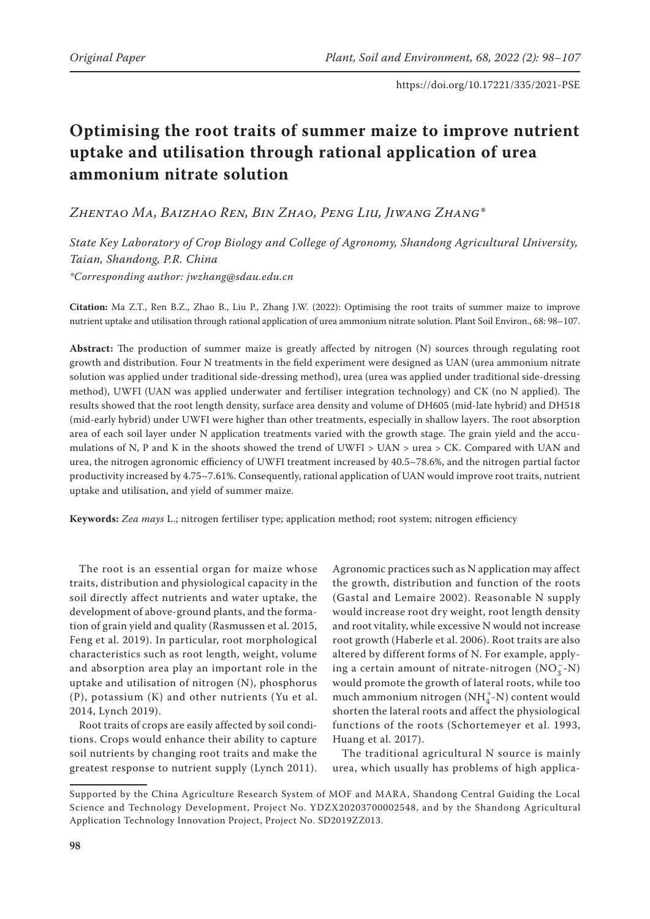# Optimising the root traits of summer maize to improve nutrient uptake and utilisation through rational application of urea ammonium nitrate solution

*Zhentao Ma, Baizhao Ren, Bin Zhao, Peng Liu, Jiwang Zhang\**

*State Key Laboratory of Crop Biology and College of Agronomy, Shandong Agricultural University, Taian, Shandong, P.R. China*

*\*Corresponding author: jwzhang@sdau.edu.cn*

**Citation:** Ma Z.T., Ren B.Z., Zhao B., Liu P., Zhang J.W. (2022): Optimising the root traits of summer maize to improve nutrient uptake and utilisation through rational application of urea ammonium nitrate solution. Plant Soil Environ., 68: 98–107.

**Abstract:** The production of summer maize is greatly affected by nitrogen (N) sources through regulating root growth and distribution. Four N treatments in the field experiment were designed as UAN (urea ammonium nitrate solution was applied under traditional side-dressing method), urea (urea was applied under traditional side-dressing method), UWFI (UAN was applied underwater and fertiliser integration technology) and CK (no N applied). The results showed that the root length density, surface area density and volume of DH605 (mid-late hybrid) and DH518 (mid-early hybrid) under UWFI were higher than other treatments, especially in shallow layers. The root absorption area of each soil layer under N application treatments varied with the growth stage. The grain yield and the accumulations of N, P and K in the shoots showed the trend of UWFI > UAN > urea > CK. Compared with UAN and urea, the nitrogen agronomic efficiency of UWFI treatment increased by 40.5~78.6%, and the nitrogen partial factor productivity increased by 4.75~7.61%. Consequently, rational application of UAN would improve root traits, nutrient uptake and utilisation, and yield of summer maize.

**Keywords:** *Zea mays* L.; nitrogen fertiliser type; application method; root system; nitrogen efficiency

The root is an essential organ for maize whose traits, distribution and physiological capacity in the soil directly affect nutrients and water uptake, the development of above-ground plants, and the formation of grain yield and quality (Rasmussen et al. 2015, Feng et al. 2019). In particular, root morphological characteristics such as root length, weight, volume and absorption area play an important role in the uptake and utilisation of nitrogen (N), phosphorus (P), potassium (K) and other nutrients (Yu et al. 2014, Lynch 2019).

Root traits of crops are easily affected by soil conditions. Crops would enhance their ability to capture soil nutrients by changing root traits and make the greatest response to nutrient supply (Lynch 2011). Agronomic practices such as N application may affect the growth, distribution and function of the roots (Gastal and Lemaire 2002). Reasonable N supply would increase root dry weight, root length density and root vitality, while excessive N would not increase root growth (Haberle et al. 2006). Root traits are also altered by different forms of N. For example, applying a certain amount of nitrate-nitrogen ($NO_3^-$-N) would promote the growth of lateral roots, while too much ammonium nitrogen ($NH_4^+$-N) content would shorten the lateral roots and affect the physiological functions of the roots (Schortemeyer et al. 1993, Huang et al. 2017).

The traditional agricultural N source is mainly urea, which usually has problems of high applica-

Supported by the China Agriculture Research System of MOF and MARA, Shandong Central Guiding the Local Science and Technology Development, Project No. YDZX20203700002548, and by the Shandong Agricultural Application Technology Innovation Project, Project No. SD2019ZZ013.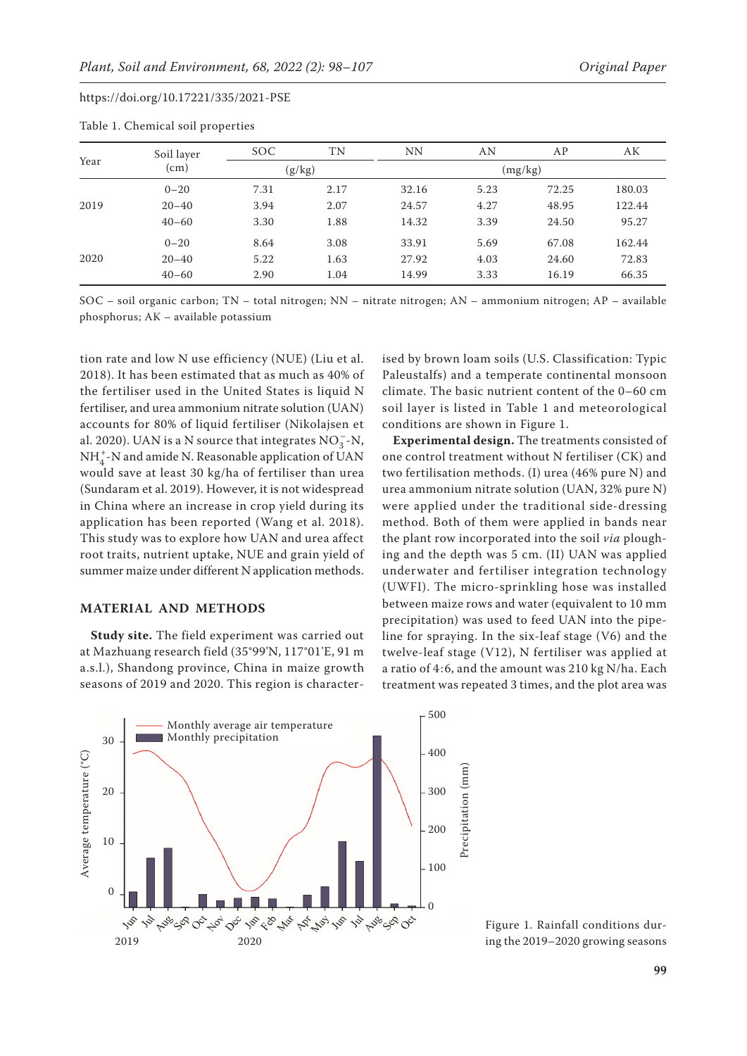Table 1. Chemical soil properties

| Year | Soil layer (cm) | SOC | TN | NN | AN | AP | AK |
|---|---|---|---|---|---|---|---|
| | | (g/kg) | | (mg/kg) | | | |
| 2019 | 0–20 | 7.31 | 2.17 | 32.16 | 5.23 | 72.25 | 180.03 |
| | 20–40 | 3.94 | 2.07 | 24.57 | 4.27 | 48.95 | 122.44 |
| | 40–60 | 3.30 | 1.88 | 14.32 | 3.39 | 24.50 | 95.27 |
| 2020 | 0–20 | 8.64 | 3.08 | 33.91 | 5.69 | 67.08 | 162.44 |
| | 20–40 | 5.22 | 1.63 | 27.92 | 4.03 | 24.60 | 72.83 |
| | 40–60 | 2.90 | 1.04 | 14.99 | 3.33 | 16.19 | 66.35 |

SOC – soil organic carbon; TN – total nitrogen; NN – nitrate nitrogen; AN – ammonium nitrogen; AP – available phosphorus; AK – available potassium

tion rate and low N use efficiency (NUE) (Liu et al. 2018). It has been estimated that as much as 40% of the fertiliser used in the United States is liquid N fertiliser, and urea ammonium nitrate solution (UAN) accounts for 80% of liquid fertiliser (Nikolajsen et al. 2020). UAN is a N source that integrates $NO_3^-$-N, $NH_4^+$-N and amide N. Reasonable application of UAN would save at least 30 kg/ha of fertiliser than urea (Sundaram et al. 2019). However, it is not widespread in China where an increase in crop yield during its application has been reported (Wang et al. 2018). This study was to explore how UAN and urea affect root traits, nutrient uptake, NUE and grain yield of summer maize under different N application methods.

## MATERIAL AND METHODS

**Study site.** The field experiment was carried out at Mazhuang research field (35°99'N, 117°01'E, 91 m a.s.l.), Shandong province, China in maize growth seasons of 2019 and 2020. This region is characterised by brown loam soils (U.S. Classification: Typic Paleustalfs) and a temperate continental monsoon climate. The basic nutrient content of the 0–60 cm soil layer is listed in Table 1 and meteorological conditions are shown in Figure 1.

**Experimental design.** The treatments consisted of one control treatment without N fertiliser (CK) and two fertilisation methods. (I) urea (46% pure N) and urea ammonium nitrate solution (UAN, 32% pure N) were applied under the traditional side-dressing method. Both of them were applied in bands near the plant row incorporated into the soil *via* ploughing and the depth was 5 cm. (II) UAN was applied underwater and fertiliser integration technology (UWFI). The micro-sprinkling hose was installed between maize rows and water (equivalent to 10 mm precipitation) was used to feed UAN into the pipeline for spraying. In the six-leaf stage (V6) and the twelve-leaf stage (V12), N fertiliser was applied at a ratio of 4:6, and the amount was 210 kg N/ha. Each treatment was repeated 3 times, and the plot area was

Figure 1. Rainfall conditions during the 2019–2020 growing seasons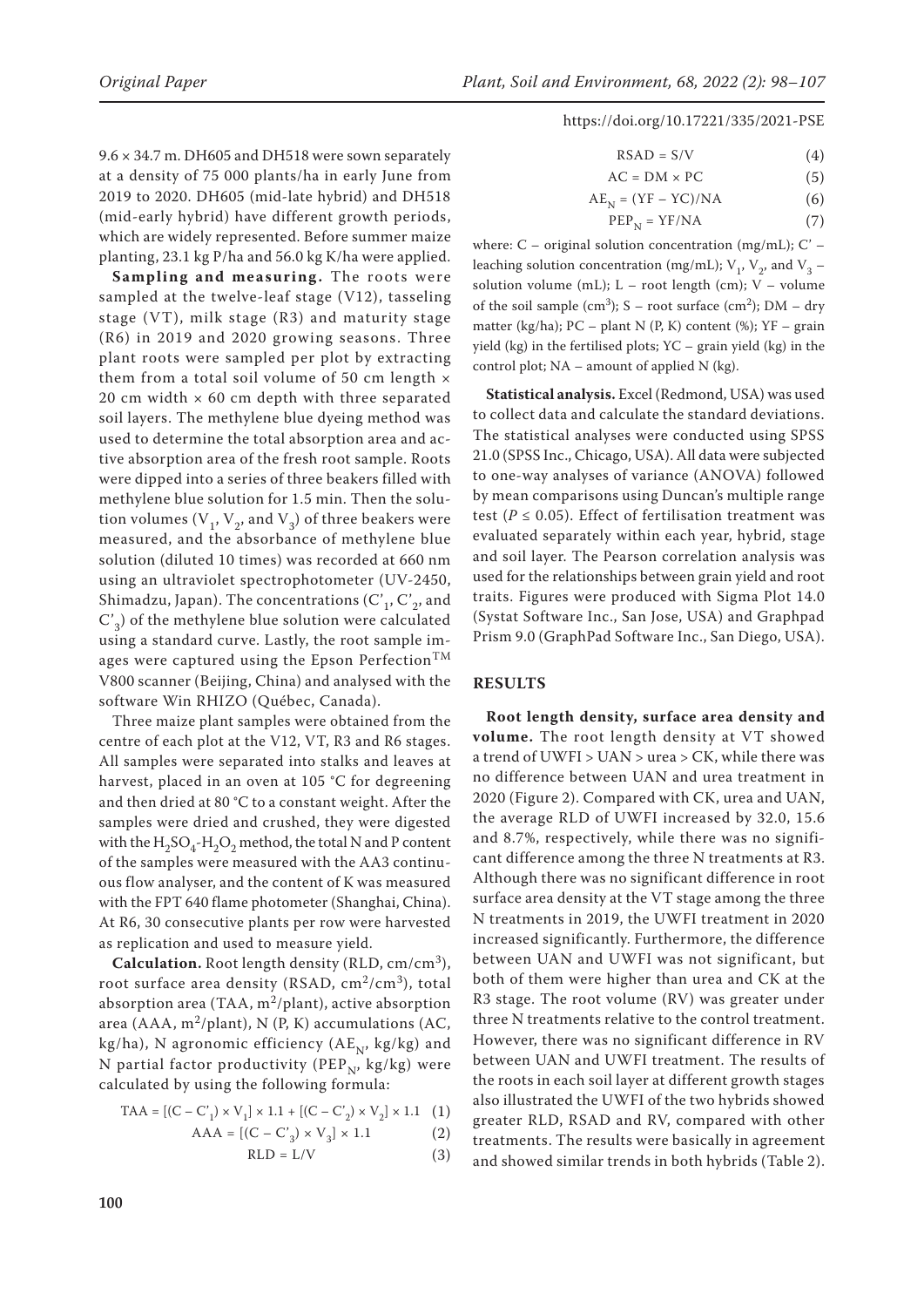9.6 × 34.7 m. DH605 and DH518 were sown separately at a density of 75 000 plants/ha in early June from 2019 to 2020. DH605 (mid-late hybrid) and DH518 (mid-early hybrid) have different growth periods, which are widely represented. Before summer maize planting, 23.1 kg P/ha and 56.0 kg K/ha were applied.

**Sampling and measuring.** The roots were sampled at the twelve-leaf stage (V12), tasseling stage (VT), milk stage (R3) and maturity stage (R6) in 2019 and 2020 growing seasons. Three plant roots were sampled per plot by extracting them from a total soil volume of 50 cm length × 20 cm width × 60 cm depth with three separated soil layers. The methylene blue dyeing method was used to determine the total absorption area and active absorption area of the fresh root sample. Roots were dipped into a series of three beakers filled with methylene blue solution for 1.5 min. Then the solution volumes ($V_1$, $V_2$, and $V_3$) of three beakers were measured, and the absorbance of methylene blue solution (diluted 10 times) was recorded at 660 nm using an ultraviolet spectrophotometer (UV-2450, Shimadzu, Japan). The concentrations ($C'_1$, $C'_2$, and $C'_3$) of the methylene blue solution were calculated using a standard curve. Lastly, the root sample images were captured using the Epson Perfection™ V800 scanner (Beijing, China) and analysed with the software Win RHIZO (Québec, Canada).

Three maize plant samples were obtained from the centre of each plot at the V12, VT, R3 and R6 stages. All samples were separated into stalks and leaves at harvest, placed in an oven at 105 °C for degreening and then dried at 80 °C to a constant weight. After the samples were dried and crushed, they were digested with the $H_2SO_4$-$H_2O_2$ method, the total N and P content of the samples were measured with the AA3 continuous flow analyser, and the content of K was measured with the FPT 640 flame photometer (Shanghai, China). At R6, 30 consecutive plants per row were harvested as replication and used to measure yield.

**Calculation.** Root length density (RLD, cm/cm$^3$), root surface area density (RSAD, cm$^2$/cm$^3$), total absorption area (TAA, m$^2$/plant), active absorption area (AAA, m$^2$/plant), N (P, K) accumulations (AC, kg/ha), N agronomic efficiency ($AE_N$, kg/kg) and N partial factor productivity ($PEP_N$, kg/kg) were calculated by using the following formula:

$$TAA = [(C - C'_1) \times V_1] \times 1.1 + [(C - C'_2) \times V_2] \times 1.1 \quad (1)$$

$$AAA = [(C - C'_3) \times V_3] \times 1.1 \quad (2)$$

$$RLD = L/V \quad (3)$$

$$RSAD = S/V \quad (4)$$

$$AC = DM \times PC \quad (5)$$

$$AE_N = (YF - YC)/NA \quad (6)$$

$$PEP_N = YF/NA \quad (7)$$

where: C – original solution concentration (mg/mL); C' – leaching solution concentration (mg/mL); $V_1$, $V_2$, and $V_3$ – solution volume (mL); L – root length (cm); V – volume of the soil sample (cm$^3$); S – root surface (cm$^2$); DM – dry matter (kg/ha); PC – plant N (P, K) content (%); YF – grain yield (kg) in the fertilised plots; YC – grain yield (kg) in the control plot; NA – amount of applied N (kg).

**Statistical analysis.** Excel (Redmond, USA) was used to collect data and calculate the standard deviations. The statistical analyses were conducted using SPSS 21.0 (SPSS Inc., Chicago, USA). All data were subjected to one-way analyses of variance (ANOVA) followed by mean comparisons using Duncan's multiple range test ($P \leq 0.05$). Effect of fertilisation treatment was evaluated separately within each year, hybrid, stage and soil layer. The Pearson correlation analysis was used for the relationships between grain yield and root traits. Figures were produced with Sigma Plot 14.0 (Systat Software Inc., San Jose, USA) and Graphpad Prism 9.0 (GraphPad Software Inc., San Diego, USA).

## RESULTS

**Root length density, surface area density and volume.** The root length density at VT showed a trend of UWFI > UAN > urea > CK, while there was no difference between UAN and urea treatment in 2020 (Figure 2). Compared with CK, urea and UAN, the average RLD of UWFI increased by 32.0, 15.6 and 8.7%, respectively, while there was no significant difference among the three N treatments at R3. Although there was no significant difference in root surface area density at the VT stage among the three N treatments in 2019, the UWFI treatment in 2020 increased significantly. Furthermore, the difference between UAN and UWFI was not significant, but both of them were higher than urea and CK at the R3 stage. The root volume (RV) was greater under three N treatments relative to the control treatment. However, there was no significant difference in RV between UAN and UWFI treatment. The results of the roots in each soil layer at different growth stages also illustrated the UWFI of the two hybrids showed greater RLD, RSAD and RV, compared with other treatments. The results were basically in agreement and showed similar trends in both hybrids (Table 2).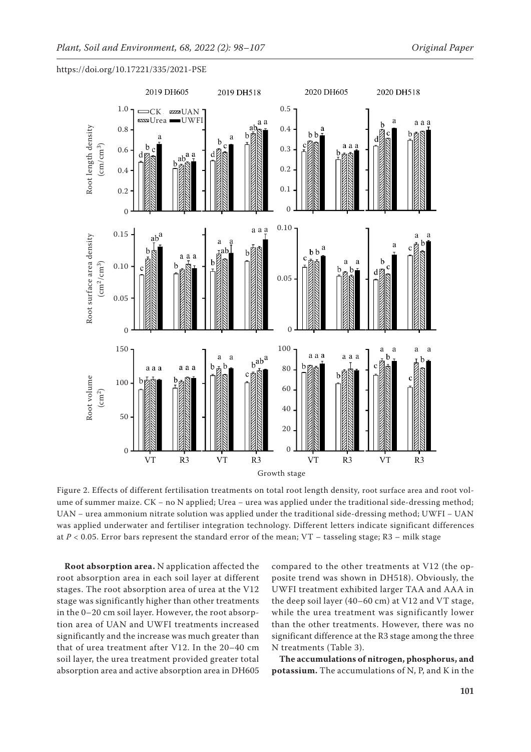Figure 2. Effects of different fertilisation treatments on total root length density, root surface area and root volume of summer maize. CK – no N applied; Urea – urea was applied under the traditional side-dressing method; UAN – urea ammonium nitrate solution was applied under the traditional side-dressing method; UWFI – UAN was applied underwater and fertiliser integration technology. Different letters indicate significant differences at $P < 0.05$. Error bars represent the standard error of the mean; VT – tasseling stage; R3 – milk stage

**Root absorption area.** N application affected the root absorption area in each soil layer at different stages. The root absorption area of urea at the V12 stage was significantly higher than other treatments in the 0–20 cm soil layer. However, the root absorption area of UAN and UWFI treatments increased significantly and the increase was much greater than that of urea treatment after V12. In the 20–40 cm soil layer, the urea treatment provided greater total absorption area and active absorption area in DH605 compared to the other treatments at V12 (the opposite trend was shown in DH518). Obviously, the UWFI treatment exhibited larger TAA and AAA in the deep soil layer (40–60 cm) at V12 and VT stage, while the urea treatment was significantly lower than the other treatments. However, there was no significant difference at the R3 stage among the three N treatments (Table 3).

**The accumulations of nitrogen, phosphorus, and potassium.** The accumulations of N, P, and K in the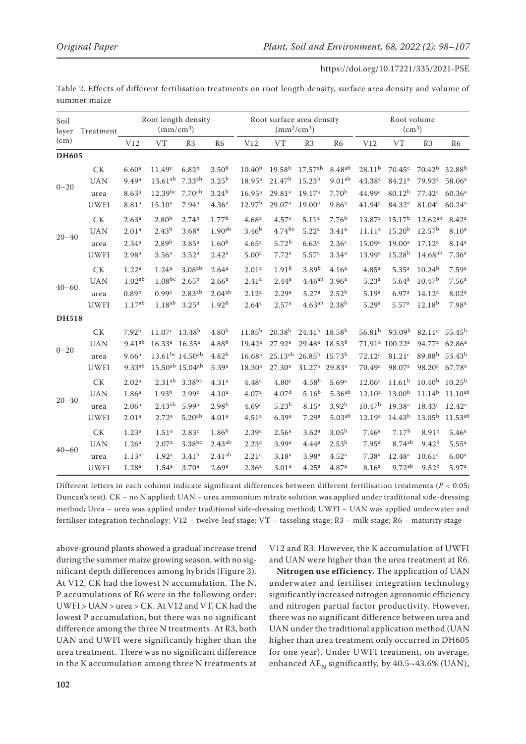Table 2. Effects of different fertilisation treatments on root length density, surface area density and volume of summer maize

| Soil layer (cm) | Treatment | Root length density (mm/cm$^3$) | | | | Root surface area density (mm$^2$/cm$^3$) | | | | Root volume (cm$^3$) | | | |
|---|---|---|---|---|---|---|---|---|---|---|---|---|---|
| | | V12 | VT | R3 | R6 | V12 | VT | R3 | R6 | V12 | VT | R3 | R6 |
| **DH605** | | | | | | | | | | | | | |
| 0–20 | CK | 6.60$^a$ | 11.49$^c$ | 6.82$^b$ | 3.50$^b$ | 10.40$^b$ | 19.58$^b$ | 17.57$^{ab}$ | 8.48$^{ab}$ | 28.11$^b$ | 70.45$^c$ | 70.42$^b$ | 32.88$^b$ |
| | UAN | 9.49$^a$ | 13.61$^{ab}$ | 7.33$^{ab}$ | 3.25$^b$ | 18.95$^a$ | 21.47$^b$ | 15.23$^b$ | 9.01$^{ab}$ | 43.38$^a$ | 84.21$^a$ | 79.93$^a$ | 58.06$^a$ |
| | urea | 8.63$^a$ | 12.39$^{bc}$ | 7.70$^{ab}$ | 3.24$^b$ | 16.95$^a$ | 29.81$^a$ | 19.17$^a$ | 7.70$^b$ | 44.99$^a$ | 80.12$^b$ | 77.42$^a$ | 60.36$^a$ |
| | UWFI | 8.81$^a$ | 15.10$^a$ | 7.94$^a$ | 4.36$^a$ | 12.97$^b$ | 29.07$^a$ | 19.00$^a$ | 9.86$^a$ | 41.94$^a$ | 84.32$^a$ | 81.04$^a$ | 60.24$^a$ |
| 20–40 | CK | 2.63$^a$ | 2.80$^b$ | 2.74$^b$ | 1.77$^b$ | 4.68$^a$ | 4.57$^c$ | 5.11$^a$ | 7.76$^b$ | 13.87$^a$ | 15.17$^b$ | 12.62$^{ab}$ | 8.42$^a$ |
| | UAN | 2.01$^a$ | 2.43$^b$ | 3.68$^a$ | 1.90$^{ab}$ | 3.46$^b$ | 4.74$^{bc}$ | 5.22$^a$ | 3.41$^a$ | 11.11$^a$ | 15.20$^b$ | 12.57$^b$ | 8.10$^a$ |
| | urea | 2.34$^a$ | 2.89$^b$ | 3.85$^a$ | 1.60$^b$ | 4.65$^a$ | 5.72$^b$ | 6.63$^a$ | 2.36$^c$ | 15.09$^a$ | 19.00$^a$ | 17.12$^a$ | 8.14$^a$ |
| | UWFI | 2.98$^a$ | 3.56$^a$ | 3.52$^a$ | 2.42$^a$ | 5.00$^a$ | 7.72$^a$ | 5.57$^a$ | 3.34$^a$ | 13.99$^a$ | 15.28$^b$ | 14.68$^{ab}$ | 7.36$^a$ |
| 40–60 | CK | 1.22$^a$ | 1.24$^a$ | 3.08$^{ab}$ | 2.64$^a$ | 2.01$^a$ | 1.91$^b$ | 3.89$^b$ | 4.16$^a$ | 4.85$^a$ | 5.35$^a$ | 10.24$^b$ | 7.59$^a$ |
| | UAN | 1.02$^{ab}$ | 1.08$^{bc}$ | 2.65$^b$ | 2.66$^a$ | 2.41$^a$ | 2.44$^a$ | 4.46$^{ab}$ | 3.96$^a$ | 5.23$^a$ | 5.64$^a$ | 10.47$^b$ | 7.56$^a$ |
| | urea | 0.89$^b$ | 0.99$^c$ | 2.83$^{ab}$ | 2.04$^{ab}$ | 2.12$^a$ | 2.29$^a$ | 5.27$^a$ | 2.52$^b$ | 5.19$^a$ | 6.97$^a$ | 14.12$^a$ | 8.02$^a$ |
| | UWFI | 1.17$^{ab}$ | 1.18$^{ab}$ | 3.25$^a$ | 1.92$^b$ | 2.64$^a$ | 2.57$^a$ | 4.63$^{ab}$ | 2.38$^b$ | 5.29$^a$ | 5.57$^a$ | 12.18$^b$ | 7.98$^a$ |
| **DH518** | | | | | | | | | | | | | |
| 0–20 | CK | 7.92$^b$ | 11.07$^c$ | 13.48$^b$ | 4.80$^b$ | 11.85$^b$ | 20.38$^b$ | 24.41$^b$ | 18.58$^b$ | 56.81$^b$ | 93.09$^b$ | 82.11$^c$ | 55.45$^b$ |
| | UAN | 9.41$^{ab}$ | 16.33$^a$ | 16.35$^a$ | 4.88$^b$ | 19.42$^a$ | 27.92$^a$ | 29.48$^a$ | 18.53$^b$ | 71.91$^a$ | 100.22$^a$ | 94.77$^a$ | 62.86$^a$ |
| | urea | 9.66$^a$ | 13.61$^{bc}$ | 14.50$^{ab}$ | 4.82$^b$ | 16.68$^a$ | 25.13$^{ab}$ | 26.85$^b$ | 15.73$^b$ | 72.12$^a$ | 81.21$^c$ | 89.88$^b$ | 53.43$^b$ |
| | UWFI | 9.33$^{ab}$ | 15.50$^{ab}$ | 15.04$^{ab}$ | 5.39$^a$ | 18.30$^a$ | 27.30$^a$ | 31.27$^a$ | 29.83$^a$ | 70.49$^a$ | 98.07$^a$ | 98.20$^a$ | 67.78$^a$ |
| 20–40 | CK | 2.02$^a$ | 2.31$^{ab}$ | 3.38$^{bc}$ | 4.31$^a$ | 4.48$^a$ | 4.80$^c$ | 4.58$^b$ | 5.69$^a$ | 12.06$^a$ | 11.61$^b$ | 10.40$^b$ | 10.25$^b$ |
| | UAN | 1.86$^a$ | 1.93$^b$ | 2.99$^c$ | 4.10$^a$ | 4.07$^a$ | 4.07$^d$ | 5.16$^b$ | 5.36$^{ab}$ | 12.10$^a$ | 13.00$^b$ | 11.14$^b$ | 11.10$^{ab}$ |
| | urea | 2.06$^a$ | 2.43$^{ab}$ | 5.99$^a$ | 2.98$^b$ | 4.69$^a$ | 5.23$^b$ | 8.15$^a$ | 3.92$^b$ | 10.47$^b$ | 19.38$^a$ | 18.43$^a$ | 12.42$^a$ |
| | UWFI | 2.01$^a$ | 2.72$^a$ | 5.20$^{ab}$ | 4.01$^a$ | 4.51$^a$ | 6.39$^a$ | 7.29$^a$ | 5.03$^{ab}$ | 12.19$^a$ | 14.43$^b$ | 13.05$^b$ | 11.53$^{ab}$ |
| 40–60 | CK | 1.23$^a$ | 1.51$^a$ | 2.83$^c$ | 1.86$^b$ | 2.39$^a$ | 2.56$^a$ | 3.62$^a$ | 3.05$^b$ | 7.46$^a$ | 7.17$^b$ | 8.91$^b$ | 5.46$^a$ |
| | UAN | 1.26$^a$ | 2.07$^a$ | 3.38$^{bc}$ | 2.43$^{ab}$ | 2.23$^a$ | 3.99$^a$ | 4.44$^a$ | 2.53$^b$ | 7.95$^a$ | 8.74$^{ab}$ | 9.42$^b$ | 5.55$^a$ |
| | urea | 1.13$^a$ | 1.92$^a$ | 3.41$^b$ | 2.41$^{ab}$ | 2.21$^a$ | 3.18$^a$ | 3.98$^a$ | 4.52$^a$ | 7.38$^a$ | 12.48$^a$ | 10.61$^a$ | 6.00$^a$ |
| | UWFI | 1.28$^a$ | 1.54$^a$ | 3.70$^a$ | 2.69$^a$ | 2.36$^a$ | 3.01$^a$ | 4.25$^a$ | 4.87$^a$ | 8.16$^a$ | 9.72$^{ab}$ | 9.52$^b$ | 5.97$^a$ |

Different letters in each column indicate significant differences between different fertilisation treatments ($P < 0.05$; Duncan's test). CK – no N applied; UAN – urea ammonium nitrate solution was applied under traditional side-dressing method; Urea – urea was applied under traditional side-dressing method; UWFI – UAN was applied underwater and fertiliser integration technology; V12 – twelve-leaf stage; VT – tasseling stage; R3 – milk stage; R6 – maturity stage

above-ground plants showed a gradual increase trend during the summer maize growing season, with no significant depth differences among hybrids (Figure 3). At V12, CK had the lowest N accumulation. The N, P accumulations of R6 were in the following order: UWFI > UAN > urea > CK. At V12 and VT, CK had the lowest P accumulation, but there was no significant difference among the three N treatments. At R3, both UAN and UWFI were significantly higher than the urea treatment. There was no significant difference in the K accumulation among three N treatments at V12 and R3. However, the K accumulation of UWFI and UAN were higher than the urea treatment at R6.

**Nitrogen use efficiency.** The application of UAN underwater and fertiliser integration technology significantly increased nitrogen agronomic efficiency and nitrogen partial factor productivity. However, there was no significant difference between urea and UAN under the traditional application method (UAN higher than urea treatment only occurred in DH605 for one year). Under UWFI treatment, on average, enhanced $AE_N$ significantly, by 40.5~43.6% (UAN),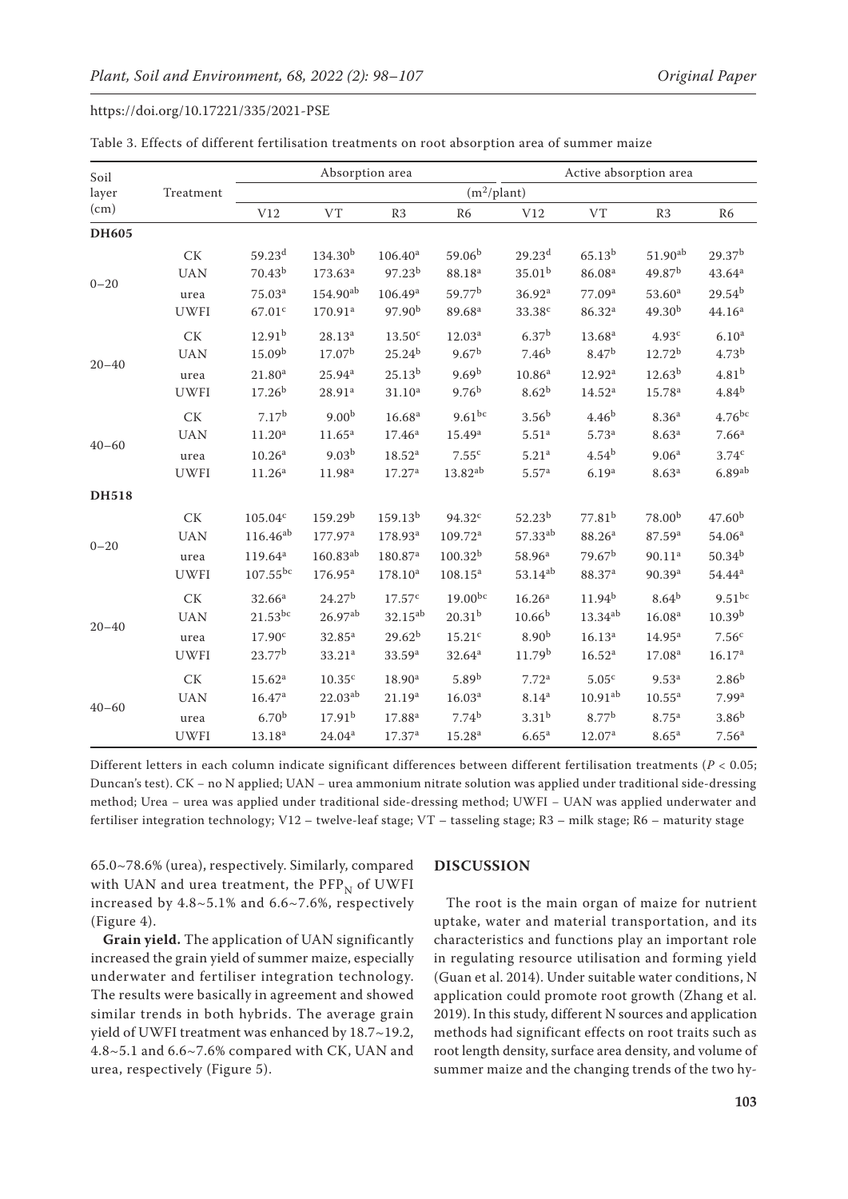Table 3. Effects of different fertilisation treatments on root absorption area of summer maize

| Soil layer (cm) | Treatment | Absorption area | | | | Active absorption area | | | |
|---|---|---|---|---|---|---|---|---|---|
| | | (m$^2$/plant) | | | | | | | |
| | | V12 | VT | R3 | R6 | V12 | VT | R3 | R6 |
| **DH605** | | | | | | | | | |
| 0–20 | CK | 59.23$^d$ | 134.30$^b$ | 106.40$^a$ | 59.06$^b$ | 29.23$^d$ | 65.13$^b$ | 51.90$^{ab}$ | 29.37$^b$ |
| | UAN | 70.43$^b$ | 173.63$^a$ | 97.23$^b$ | 88.18$^a$ | 35.01$^b$ | 86.08$^a$ | 49.87$^b$ | 43.64$^a$ |
| | urea | 75.03$^a$ | 154.90$^{ab}$ | 106.49$^a$ | 59.77$^b$ | 36.92$^a$ | 77.09$^a$ | 53.60$^a$ | 29.54$^b$ |
| | UWFI | 67.01$^c$ | 170.91$^a$ | 97.90$^b$ | 89.68$^a$ | 33.38$^c$ | 86.32$^a$ | 49.30$^b$ | 44.16$^a$ |
| 20–40 | CK | 12.91$^b$ | 28.13$^a$ | 13.50$^c$ | 12.03$^a$ | 6.37$^b$ | 13.68$^a$ | 4.93$^c$ | 6.10$^a$ |
| | UAN | 15.09$^b$ | 17.07$^b$ | 25.24$^b$ | 9.67$^b$ | 7.46$^b$ | 8.47$^b$ | 12.72$^b$ | 4.73$^b$ |
| | urea | 21.80$^a$ | 25.94$^a$ | 25.13$^b$ | 9.69$^b$ | 10.86$^a$ | 12.92$^a$ | 12.63$^b$ | 4.81$^b$ |
| | UWFI | 17.26$^b$ | 28.91$^a$ | 31.10$^a$ | 9.76$^b$ | 8.62$^b$ | 14.52$^a$ | 15.78$^a$ | 4.84$^b$ |
| 40–60 | CK | 7.17$^b$ | 9.00$^b$ | 16.68$^a$ | 9.61$^{bc}$ | 3.56$^b$ | 4.46$^b$ | 8.36$^a$ | 4.76$^{bc}$ |
| | UAN | 11.20$^a$ | 11.65$^a$ | 17.46$^a$ | 15.49$^a$ | 5.51$^a$ | 5.73$^a$ | 8.63$^a$ | 7.66$^a$ |
| | urea | 10.26$^a$ | 9.03$^b$ | 18.52$^a$ | 7.55$^c$ | 5.21$^a$ | 4.54$^b$ | 9.06$^a$ | 3.74$^c$ |
| | UWFI | 11.26$^a$ | 11.98$^a$ | 17.27$^a$ | 13.82$^{ab}$ | 5.57$^a$ | 6.19$^a$ | 8.63$^a$ | 6.89$^{ab}$ |
| **DH518** | | | | | | | | | |
| 0–20 | CK | 105.04$^c$ | 159.29$^b$ | 159.13$^b$ | 94.32$^c$ | 52.23$^b$ | 77.81$^b$ | 78.00$^b$ | 47.60$^b$ |
| | UAN | 116.46$^{ab}$ | 177.97$^a$ | 178.93$^a$ | 109.72$^a$ | 57.33$^{ab}$ | 88.26$^a$ | 87.59$^a$ | 54.06$^a$ |
| | urea | 119.64$^a$ | 160.83$^{ab}$ | 180.87$^a$ | 100.32$^b$ | 58.96$^a$ | 79.67$^b$ | 90.11$^a$ | 50.34$^b$ |
| | UWFI | 107.55$^{bc}$ | 176.95$^a$ | 178.10$^a$ | 108.15$^a$ | 53.14$^{ab}$ | 88.37$^a$ | 90.39$^a$ | 54.44$^a$ |
| 20–40 | CK | 32.66$^a$ | 24.27$^b$ | 17.57$^c$ | 19.00$^{bc}$ | 16.26$^a$ | 11.94$^b$ | 8.64$^b$ | 9.51$^{bc}$ |
| | UAN | 21.53$^{bc}$ | 26.97$^{ab}$ | 32.15$^{ab}$ | 20.31$^b$ | 10.66$^b$ | 13.34$^{ab}$ | 16.08$^a$ | 10.39$^b$ |
| | urea | 17.90$^c$ | 32.85$^a$ | 29.62$^b$ | 15.21$^c$ | 8.90$^b$ | 16.13$^a$ | 14.95$^a$ | 7.56$^c$ |
| | UWFI | 23.77$^b$ | 33.21$^a$ | 33.59$^a$ | 32.64$^a$ | 11.79$^b$ | 16.52$^a$ | 17.08$^a$ | 16.17$^a$ |
| 40–60 | CK | 15.62$^a$ | 10.35$^c$ | 18.90$^a$ | 5.89$^b$ | 7.72$^a$ | 5.05$^c$ | 9.53$^a$ | 2.86$^b$ |
| | UAN | 16.47$^a$ | 22.03$^{ab}$ | 21.19$^a$ | 16.03$^a$ | 8.14$^a$ | 10.91$^{ab}$ | 10.55$^a$ | 7.99$^a$ |
| | urea | 6.70$^b$ | 17.91$^b$ | 17.88$^a$ | 7.74$^b$ | 3.31$^b$ | 8.77$^b$ | 8.75$^a$ | 3.86$^b$ |
| | UWFI | 13.18$^a$ | 24.04$^a$ | 17.37$^a$ | 15.28$^a$ | 6.65$^a$ | 12.07$^a$ | 8.65$^a$ | 7.56$^a$ |

Different letters in each column indicate significant differences between different fertilisation treatments ($P < 0.05$; Duncan's test). CK – no N applied; UAN – urea ammonium nitrate solution was applied under traditional side-dressing method; Urea – urea was applied under traditional side-dressing method; UWFI – UAN was applied underwater and fertiliser integration technology; V12 – twelve-leaf stage; VT – tasseling stage; R3 – milk stage; R6 – maturity stage

65.0~78.6% (urea), respectively. Similarly, compared with UAN and urea treatment, the $PFP_N$ of UWFI increased by 4.8~5.1% and 6.6~7.6%, respectively (Figure 4).

**Grain yield.** The application of UAN significantly increased the grain yield of summer maize, especially underwater and fertiliser integration technology. The results were basically in agreement and showed similar trends in both hybrids. The average grain yield of UWFI treatment was enhanced by 18.7~19.2, 4.8~5.1 and 6.6~7.6% compared with CK, UAN and urea, respectively (Figure 5).

## DISCUSSION

The root is the main organ of maize for nutrient uptake, water and material transportation, and its characteristics and functions play an important role in regulating resource utilisation and forming yield (Guan et al. 2014). Under suitable water conditions, N application could promote root growth (Zhang et al. 2019). In this study, different N sources and application methods had significant effects on root traits such as root length density, surface area density, and volume of summer maize and the changing trends of the two hy-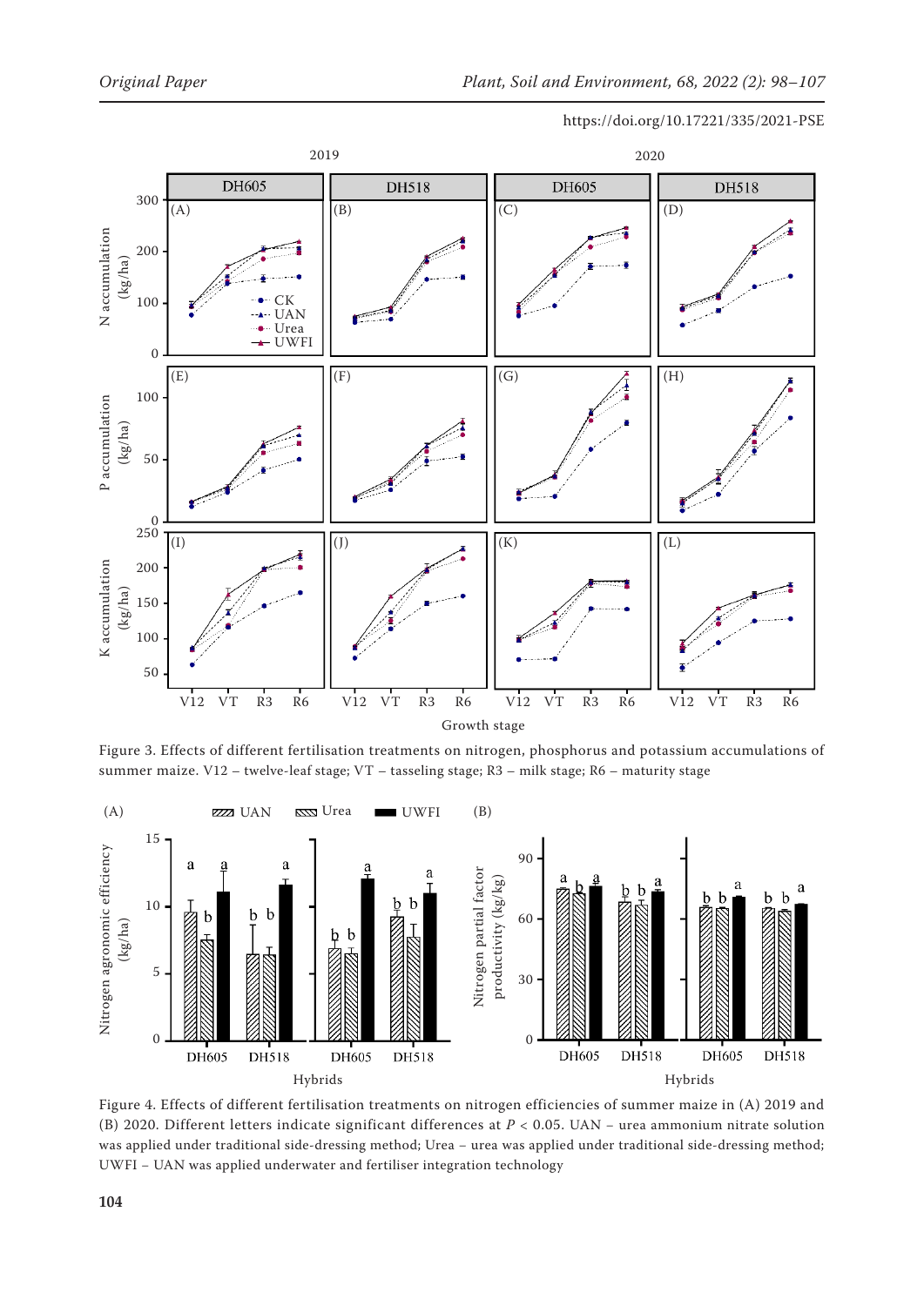Figure 3. Effects of different fertilisation treatments on nitrogen, phosphorus and potassium accumulations of summer maize. V12 – twelve-leaf stage; VT – tasseling stage; R3 – milk stage; R6 – maturity stage

Figure 4. Effects of different fertilisation treatments on nitrogen efficiencies of summer maize in (A) 2019 and (B) 2020. Different letters indicate significant differences at $P < 0.05$. UAN – urea ammonium nitrate solution was applied under traditional side-dressing method; Urea – urea was applied under traditional side-dressing method; UWFI – UAN was applied underwater and fertiliser integration technology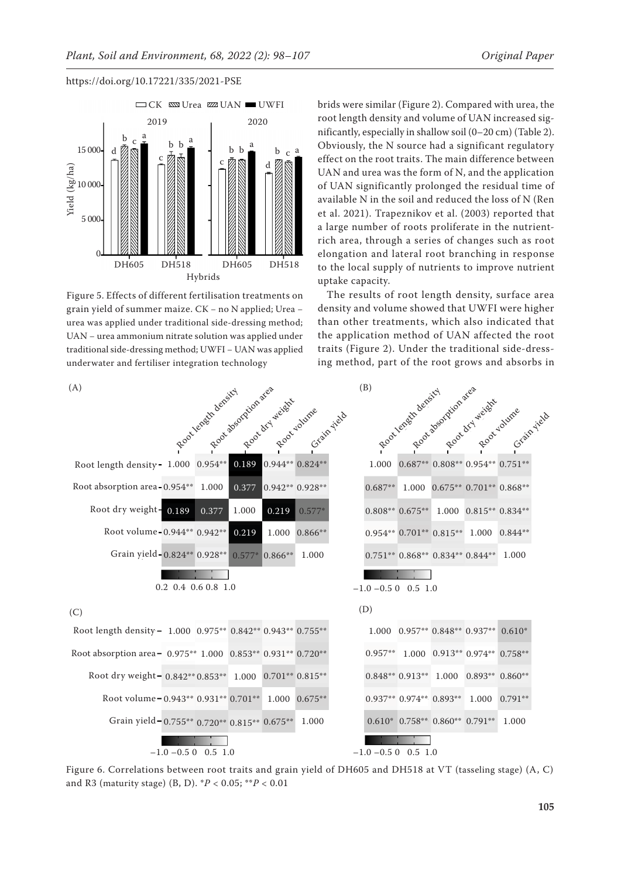Figure 5. Effects of different fertilisation treatments on grain yield of summer maize. CK – no N applied; Urea – urea was applied under traditional side-dressing method; UAN – urea ammonium nitrate solution was applied under traditional side-dressing method; UWFI – UAN was applied underwater and fertiliser integration technology

brids were similar (Figure 2). Compared with urea, the root length density and volume of UAN increased significantly, especially in shallow soil (0–20 cm) (Table 2). Obviously, the N source had a significant regulatory effect on the root traits. The main difference between UAN and urea was the form of N, and the application of UAN significantly prolonged the residual time of available N in the soil and reduced the loss of N (Ren et al. 2021). Trapeznikov et al. (2003) reported that a large number of roots proliferate in the nutrient-rich area, through a series of changes such as root elongation and lateral root branching in response to the local supply of nutrients to improve nutrient uptake capacity.

The results of root length density, surface area density and volume showed that UWFI were higher than other treatments, which also indicated that the application method of UAN affected the root traits (Figure 2). Under the traditional side-dressing method, part of the root grows and absorbs in

Figure 6. Correlations between root traits and grain yield of DH605 and DH518 at VT (tasseling stage) (A, C) and R3 (maturity stage) (B, D). \*$P < 0.05$; \*\*$P < 0.01$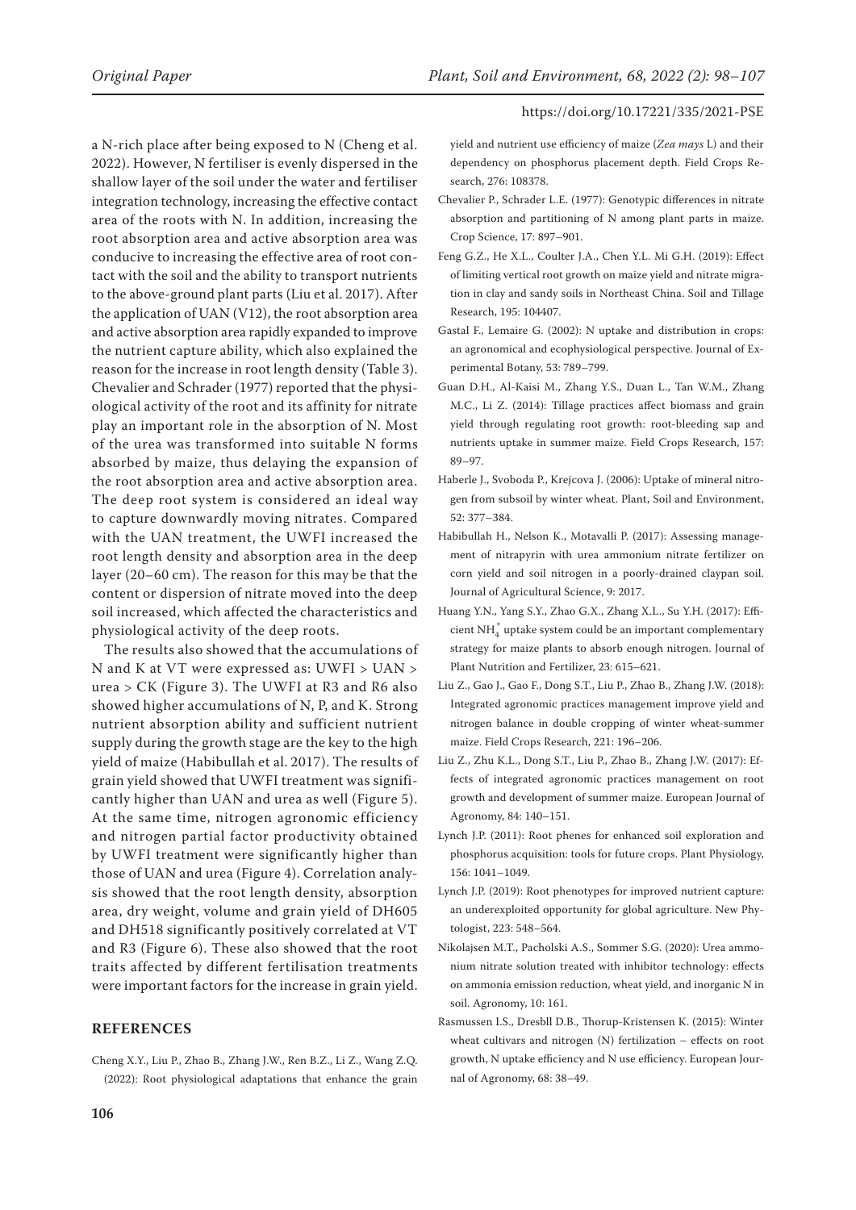a N-rich place after being exposed to N (Cheng et al. 2022). However, N fertiliser is evenly dispersed in the shallow layer of the soil under the water and fertiliser integration technology, increasing the effective contact area of the roots with N. In addition, increasing the root absorption area and active absorption area was conducive to increasing the effective area of root contact with the soil and the ability to transport nutrients to the above-ground plant parts (Liu et al. 2017). After the application of UAN (V12), the root absorption area and active absorption area rapidly expanded to improve the nutrient capture ability, which also explained the reason for the increase in root length density (Table 3). Chevalier and Schrader (1977) reported that the physiological activity of the root and its affinity for nitrate play an important role in the absorption of N. Most of the urea was transformed into suitable N forms absorbed by maize, thus delaying the expansion of the root absorption area and active absorption area. The deep root system is considered an ideal way to capture downwardly moving nitrates. Compared with the UAN treatment, the UWFI increased the root length density and absorption area in the deep layer (20–60 cm). The reason for this may be that the content or dispersion of nitrate moved into the deep soil increased, which affected the characteristics and physiological activity of the deep roots.

The results also showed that the accumulations of N and K at VT were expressed as: UWFI > UAN > urea > CK (Figure 3). The UWFI at R3 and R6 also showed higher accumulations of N, P, and K. Strong nutrient absorption ability and sufficient nutrient supply during the growth stage are the key to the high yield of maize (Habibullah et al. 2017). The results of grain yield showed that UWFI treatment was significantly higher than UAN and urea as well (Figure 5). At the same time, nitrogen agronomic efficiency and nitrogen partial factor productivity obtained by UWFI treatment were significantly higher than those of UAN and urea (Figure 4). Correlation analysis showed that the root length density, absorption area, dry weight, volume and grain yield of DH605 and DH518 significantly positively correlated at VT and R3 (Figure 6). These also showed that the root traits affected by different fertilisation treatments were important factors for the increase in grain yield.

## REFERENCES

Cheng X.Y., Liu P., Zhao B., Zhang J.W., Ren B.Z., Li Z., Wang Z.Q. (2022): Root physiological adaptations that enhance the grain yield and nutrient use efficiency of maize (*Zea mays* L) and their dependency on phosphorus placement depth. Field Crops Research, 276: 108378.

Chevalier P., Schrader L.E. (1977): Genotypic differences in nitrate absorption and partitioning of N among plant parts in maize. Crop Science, 17: 897–901.

Feng G.Z., He X.L., Coulter J.A., Chen Y.L. Mi G.H. (2019): Effect of limiting vertical root growth on maize yield and nitrate migration in clay and sandy soils in Northeast China. Soil and Tillage Research, 195: 104407.

Gastal F., Lemaire G. (2002): N uptake and distribution in crops: an agronomical and ecophysiological perspective. Journal of Experimental Botany, 53: 789–799.

Guan D.H., Al-Kaisi M., Zhang Y.S., Duan L., Tan W.M., Zhang M.C., Li Z. (2014): Tillage practices affect biomass and grain yield through regulating root growth: root-bleeding sap and nutrients uptake in summer maize. Field Crops Research, 157: 89–97.

Haberle J., Svoboda P., Krejcova J. (2006): Uptake of mineral nitrogen from subsoil by winter wheat. Plant, Soil and Environment, 52: 377–384.

Habibullah H., Nelson K., Motavalli P. (2017): Assessing management of nitrapyrin with urea ammonium nitrate fertilizer on corn yield and soil nitrogen in a poorly-drained claypan soil. Journal of Agricultural Science, 9: 2017.

Huang Y.N., Yang S.Y., Zhao G.X., Zhang X.L., Su Y.H. (2017): Efficient $NH_4^+$ uptake system could be an important complementary strategy for maize plants to absorb enough nitrogen. Journal of Plant Nutrition and Fertilizer, 23: 615–621.

Liu Z., Gao J., Gao F., Dong S.T., Liu P., Zhao B., Zhang J.W. (2018): Integrated agronomic practices management improve yield and nitrogen balance in double cropping of winter wheat-summer maize. Field Crops Research, 221: 196–206.

Liu Z., Zhu K.L., Dong S.T., Liu P., Zhao B., Zhang J.W. (2017): Effects of integrated agronomic practices management on root growth and development of summer maize. European Journal of Agronomy, 84: 140–151.

Lynch J.P. (2011): Root phenes for enhanced soil exploration and phosphorus acquisition: tools for future crops. Plant Physiology, 156: 1041–1049.

Lynch J.P. (2019): Root phenotypes for improved nutrient capture: an underexploited opportunity for global agriculture. New Phytologist, 223: 548–564.

Nikolajsen M.T., Pacholski A.S., Sommer S.G. (2020): Urea ammonium nitrate solution treated with inhibitor technology: effects on ammonia emission reduction, wheat yield, and inorganic N in soil. Agronomy, 10: 161.

Rasmussen I.S., Dresbll D.B., Thorup-Kristensen K. (2015): Winter wheat cultivars and nitrogen (N) fertilization – effects on root growth, N uptake efficiency and N use efficiency. European Journal of Agronomy, 68: 38–49.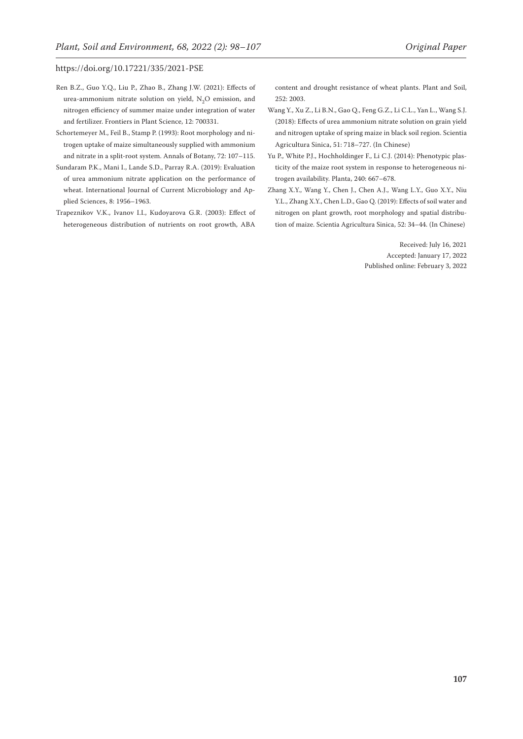Ren B.Z., Guo Y.Q., Liu P., Zhao B., Zhang J.W. (2021): Effects of urea-ammonium nitrate solution on yield, $N_2O$ emission, and nitrogen efficiency of summer maize under integration of water and fertilizer. Frontiers in Plant Science, 12: 700331.

Schortemeyer M., Feil B., Stamp P. (1993): Root morphology and nitrogen uptake of maize simultaneously supplied with ammonium and nitrate in a split-root system. Annals of Botany, 72: 107–115.

Sundaram P.K., Mani I., Lande S.D., Parray R.A. (2019): Evaluation of urea ammonium nitrate application on the performance of wheat. International Journal of Current Microbiology and Applied Sciences, 8: 1956–1963.

Trapeznikov V.K., Ivanov I.I., Kudoyarova G.R. (2003): Effect of heterogeneous distribution of nutrients on root growth, ABA content and drought resistance of wheat plants. Plant and Soil, 252: 2003.

Wang Y., Xu Z., Li B.N., Gao Q., Feng G.Z., Li C.L., Yan L., Wang S.J. (2018): Effects of urea ammonium nitrate solution on grain yield and nitrogen uptake of spring maize in black soil region. Scientia Agricultura Sinica, 51: 718–727. (In Chinese)

Yu P., White P.J., Hochholdinger F., Li C.J. (2014): Phenotypic plasticity of the maize root system in response to heterogeneous nitrogen availability. Planta, 240: 667–678.

Zhang X.Y., Wang Y., Chen J., Chen A.J., Wang L.Y., Guo X.Y., Niu Y.L., Zhang X.Y., Chen L.D., Gao Q. (2019): Effects of soil water and nitrogen on plant growth, root morphology and spatial distribution of maize. Scientia Agricultura Sinica, 52: 34–44. (In Chinese)

Received: July 16, 2021
Accepted: January 17, 2022
Published online: February 3, 2022